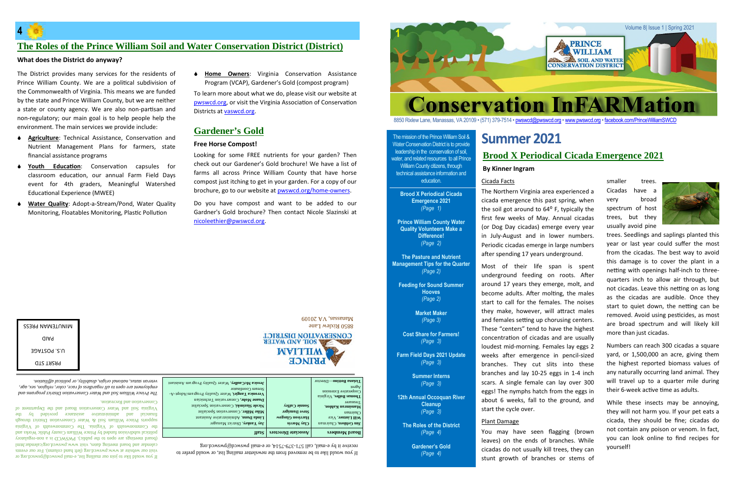## The Roles of the Prince William Soil and Water Conservation District (District)

### What does the District do anyway?

The District provides many services for the residents of Prince William County. We are a political subdivision of the Commonwealth of Virginia. This means we are funded by the state and Prince William County, but we are neither a state or county agency. We are also non-partisan and non-regulatory; our main goal is to help people help the environment. The main services we provide include:

- **Agriculture**: Technical Assistance, Conservation and Nutrient Management Plans for farmers, state financial assistance programs
- **Youth Education**: Conservation capsules for classroom education, our annual Farm Field Days event for 4th graders, Meaningful Watershed Educational Experience (MWEE)
- **Water Quality**: Adopt-a-Stream/Pond, Water Quality Monitoring, Floatables Monitoring, Plastic Pollution
- **Home Owners**: Virginia Conservation Assistance Program (VCAP), Gardener's Gold (compost program)

To learn more about what we do, please visit our website at pwswcd.org, or visit the Virginia Association of Conservation Districts at vaswcd.org.

## Gardener's Gold

### Free Horse Compost!

Looking for some FREE nutrients for your garden? Then check out our Gardener's Gold brochure! We have a list of farms all across Prince William County that have horse compost just itching to get in your garden. For a copy of our brochure, go to our website at pwswcd.org/home-owners.

Do you have compost and want to be added to our Gardner's Gold brochure? Then contact Nicole Slazinski at nicoleethier@pwswcd.org.

If you would like to be removed from the newsletter mailing list, or would prefer to receive it by e-mail, call 571-379-7514, or e-mail pwswcd@pwswcd.org

| Board Members | Associate Directors | Staff |
|---|---|---|
| Jim Gehlsen, Chairman | Clay Morris | Jay Yankey, District Manager |
| Will Lintner, Vice Chairman | Harrison Glasgow | Linda Dunn, Administrative Assistant |
| Mamuanan Kahlon, Treasurer | Steve Danziger | Mike Miller, Conservation Specialist |
| Thomas Bolles, Virginia Cooperative Extension Agent | Sonnie Cuffey | Nicole Slazinski, Conservation Specialist |
| Tiziana Bottino—Director | | Duane Mohr, Conservation Technician |
| | | Veronica Tangiri, Water Quality Program/Adopt-A-Stream Coordinator |
| | | Jessica McCauley, Water Quality Program Assistant |

If you would like to join our mailing list, e-mail pwswcd@pwswcd.org or visit our website at www.pwswcd.org (left hand column). For our events calendar and board meeting dates, visit www.pwswcd.org/calendar.html (board meetings are open to the public). PWSWCD is a non-regulatory political subdivision funded by Prince William County Public Works and the Commonwealth of Virginia. The Commonwealth of Virginia supports Prince William Soil & Water Conservation District through financial and administrative assistance provided by the Virginia Soil and Water Conservation Board and the Department of Conservation and Recreation.

*The Prince William Soil and Water Conservation District programs and employment are open to all regardless of race, color, religion, sex, age, veteran status, national origin, disability, or political affiliation.*

PRINCE WILLIAM SOIL AND WATER CONSERVATION DISTRICT
8850 Rixlew Lane
Manassas, VA 20109

PRSRT STD
U.S. POSTAGE
PAID
MINUTEMAN PRESS

# Conservation InFARMation

Volume 8| Issue 1 | Spring 2021

8850 Rixlew Lane, Manassas, VA 20109 • (571) 379-7514 • pwswcd@pwswcd.org • www.pwswcd.org • facebook.com/PrinceWilliamSWCD

The mission of the Prince William Soil & Water Conservation District is to provide leadership in the conservation of soil, water, and related resources to all Prince William County citizens, through technical assistance information and education.

**Brood X Periodical Cicada Emergence 2021** *(Page 1)*

**Prince William County Water Quality Volunteers Make a Difference!** *(Page 2)*

**The Pasture and Nutrient Management Tips for the Quarter** *(Page 2)*

**Feeding for Sound Summer Hooves** *(Page 2)*

**Market Maker** *(Page 3)*

**Cost Share for Farmers!** *(Page 3)*

**Farm Field Days 2021 Update** *(Page 3)*

**Summer Interns** *(Page 3)*

**12th Annual Occoquan River Cleanup** *(Page 3)*

**The Roles of the District** *(Page 4)*

**Gardener's Gold** *(Page 4)*

# Summer 2021

## Brood X Periodical Cicada Emergence 2021

**By Kinner Ingram**

### Cicada Facts

The Northern Virginia area experienced a cicada emergence this past spring, when the soil got around to 64° F, typically the first few weeks of May. Annual cicadas (or Dog Day cicadas) emerge every year in July-August and in lower numbers. Periodic cicadas emerge in large numbers after spending 17 years underground.

Most of their life span is spent underground feeding on roots. After around 17 years they emerge, molt, and become adults. After molting, the males start to call for the females. The noises they make, however, will attract males and females setting up chorusing centers. These "centers" tend to have the highest concentration of cicadas and are usually loudest mid-morning. Females lay eggs 2 weeks after emergence in pencil-sized branches. They cut slits into these branches and lay 10-25 eggs in 1-4 inch scars. A single female can lay over 300 eggs! The nymphs hatch from the eggs in about 6 weeks, fall to the ground, and start the cycle over.

### Plant Damage

You may have seen flagging (brown leaves) on the ends of branches. While cicadas do not usually kill trees, they can stunt growth of branches or stems of smaller trees. Cicadas have a very broad spectrum of host trees, but they usually avoid pine trees. Seedlings and saplings planted this year or last year could suffer the most from the cicadas. The best way to avoid this damage is to cover the plant in a netting with openings half-inch to three-quarters inch to allow air through, but not cicadas. Leave this netting on as long as the cicadas are audible. Once they start to quiet down, the netting can be removed. Avoid using pesticides, as most are broad spectrum and will likely kill more than just cicadas.

Numbers can reach 300 cicadas a square yard, or 1,500,000 an acre, giving them the highest reported biomass values of any naturally occurring land animal. They will travel up to a quarter mile during their 6-week active time as adults.

While these insects may be annoying, they will not harm you. If your pet eats a cicada, they should be fine; cicadas do not contain any poison or venom. In fact, you can look online to find recipes for yourself!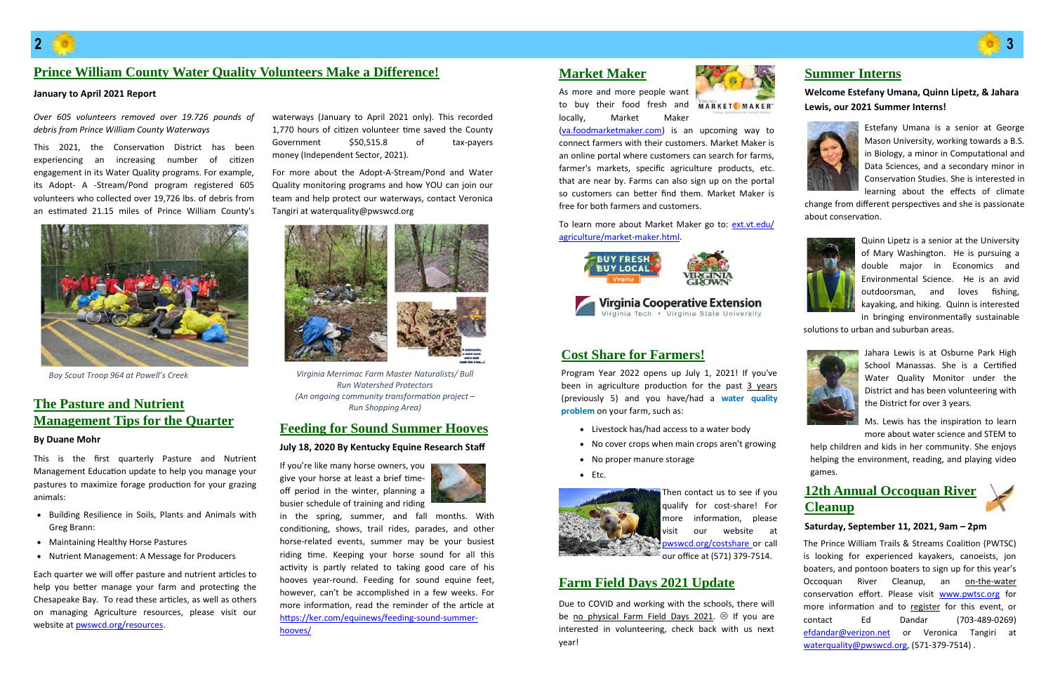## Prince William County Water Quality Volunteers Make a Difference!

**January to April 2021 Report**

*Over 605 volunteers removed over 19.726 pounds of debris from Prince William County Waterways*

This 2021, the Conservation District has been experiencing an increasing number of citizen engagement in its Water Quality programs. For example, its Adopt- A -Stream/Pond program registered 605 volunteers who collected over 19,726 lbs. of debris from an estimated 21.15 miles of Prince William County's waterways (January to April 2021 only). This recorded 1,770 hours of citizen volunteer time saved the County Government $50,515.8 of tax-payers money (Independent Sector, 2021).

For more about the Adopt-A-Stream/Pond and Water Quality monitoring programs and how YOU can join our team and help protect our waterways, contact Veronica Tangiri at waterquality@pwswcd.org

*Boy Scout Troop 964 at Powell's Creek*

*Virginia Merrimac Farm Master Naturalists/ Bull Run Watershed Protectors (An ongoing community transformation project – Run Shopping Area)*

## The Pasture and Nutrient Management Tips for the Quarter

**By Duane Mohr**

This is the first quarterly Pasture and Nutrient Management Education update to help you manage your pastures to maximize forage production for your grazing animals:

- Building Resilience in Soils, Plants and Animals with Greg Brann:
- Maintaining Healthy Horse Pastures
- Nutrient Management: A Message for Producers

Each quarter we will offer pasture and nutrient articles to help you better manage your farm and protecting the Chesapeake Bay. To read these articles, as well as others on managing Agriculture resources, please visit our website at pwswcd.org/resources.

## Feeding for Sound Summer Hooves

**July 18, 2020 By Kentucky Equine Research Staff**

If you're like many horse owners, you give your horse at least a brief time-off period in the winter, planning a busier schedule of training and riding in the spring, summer, and fall months. With conditioning, shows, trail rides, parades, and other horse-related events, summer may be your busiest riding time. Keeping your horse sound for all this activity is partly related to taking good care of his hooves year-round. Feeding for sound equine feet, however, can't be accomplished in a few weeks. For more information, read the reminder of the article at https://ker.com/equinews/feeding-sound-summer-hooves/

## Market Maker

As more and more people want to buy their food fresh and locally, Market Maker (va.foodmarketmaker.com) is an upcoming way to connect farmers with their customers. Market Maker is an online portal where customers can search for farms, farmer's markets, specific agriculture products, etc. that are near by. Farms can also sign up on the portal so customers can better find them. Market Maker is free for both farmers and customers.

To learn more about Market Maker go to: ext.vt.edu/agriculture/market-maker.html.

## Cost Share for Farmers!

Program Year 2022 opens up July 1, 2021! If you've been in agriculture production for the past 3 years (previously 5) and you have/had a **water quality problem** on your farm, such as:

- Livestock has/had access to a water body
- No cover crops when main crops aren't growing
- No proper manure storage
- Etc.

Then contact us to see if you qualify for cost-share! For more information, please visit our website at pwswcd.org/costshare or call our office at (571) 379-7514.

## Farm Field Days 2021 Update

Due to COVID and working with the schools, there will be no physical Farm Field Days 2021. ☹ If you are interested in volunteering, check back with us next year!

## Summer Interns

**Welcome Estefany Umana, Quinn Lipetz, & Jahara Lewis, our 2021 Summer Interns!**

Estefany Umana is a senior at George Mason University, working towards a B.S. in Biology, a minor in Computational and Data Sciences, and a secondary minor in Conservation Studies. She is interested in learning about the effects of climate change from different perspectives and she is passionate about conservation.

Quinn Lipetz is a senior at the University of Mary Washington. He is pursuing a double major in Economics and Environmental Science. He is an avid outdoorsman, and loves fishing, kayaking, and hiking. Quinn is interested in bringing environmentally sustainable solutions to urban and suburban areas.

Jahara Lewis is at Osburne Park High School Manassas. She is a Certified Water Quality Monitor under the District and has been volunteering with the District for over 3 years.

Ms. Lewis has the inspiration to learn more about water science and STEM to help children and kids in her community. She enjoys helping the environment, reading, and playing video games.

## 12th Annual Occoquan River Cleanup

**Saturday, September 11, 2021, 9am – 2pm**

The Prince William Trails & Streams Coalition (PWTSC) is looking for experienced kayakers, canoeists, jon boaters, and pontoon boaters to sign up for this year's Occoquan River Cleanup, an on-the-water conservation effort. Please visit www.pwtsc.org for more information and to register for this event, or contact Ed Dandar (703-489-0269) efdandar@verizon.net or Veronica Tangiri at waterquality@pwswcd.org, (571-379-7514) .